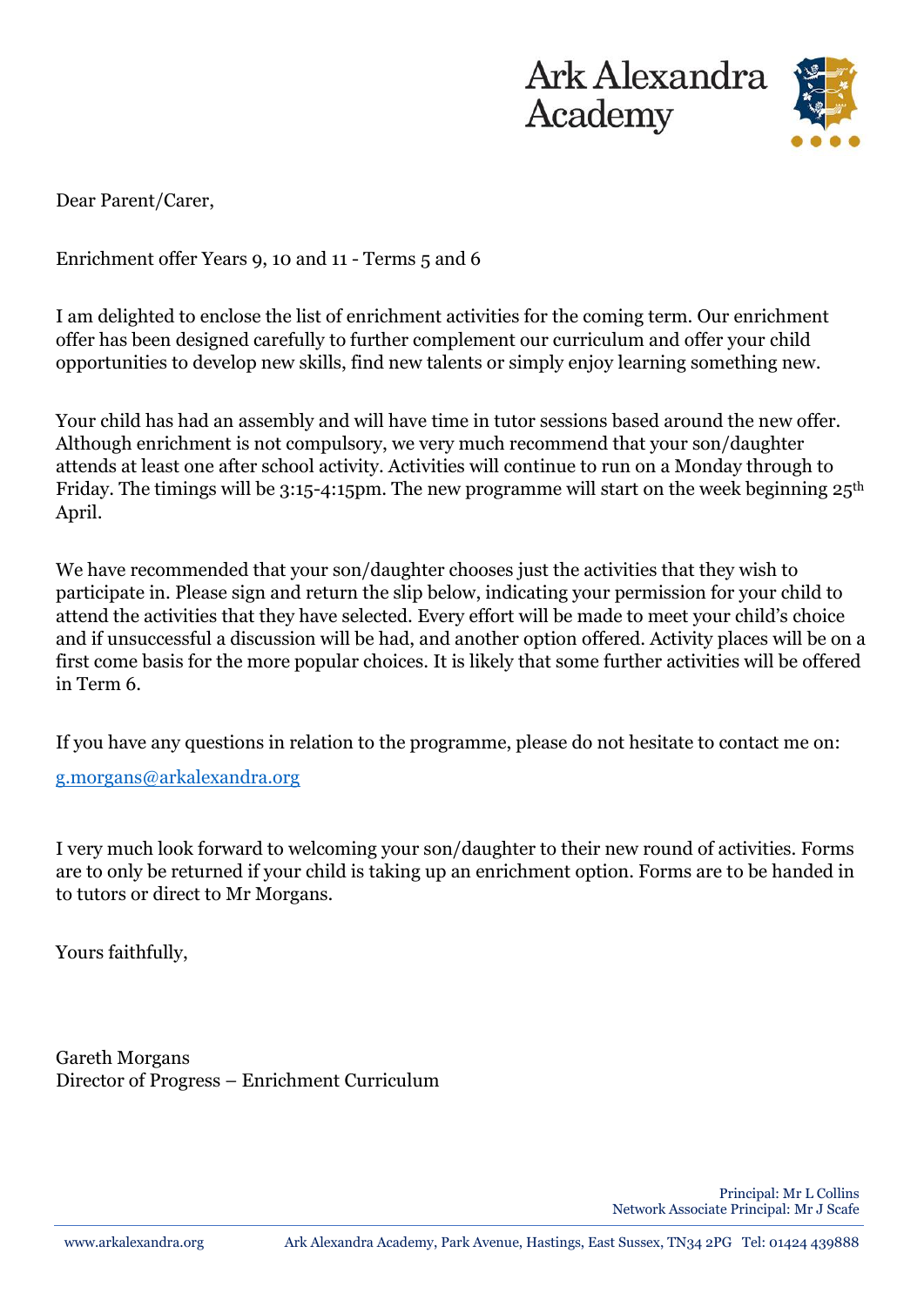Ark Alexandra Academy

Dear Parent/Carer,

Enrichment offer Years 9, 10 and 11 - Terms 5 and 6

I am delighted to enclose the list of enrichment activities for the coming term. Our enrichment offer has been designed carefully to further complement our curriculum and offer your child opportunities to develop new skills, find new talents or simply enjoy learning something new.

Your child has had an assembly and will have time in tutor sessions based around the new offer. Although enrichment is not compulsory, we very much recommend that your son/daughter attends at least one after school activity. Activities will continue to run on a Monday through to Friday. The timings will be 3:15-4:15pm. The new programme will start on the week beginning 25th April.

We have recommended that your son/daughter chooses just the activities that they wish to participate in. Please sign and return the slip below, indicating your permission for your child to attend the activities that they have selected. Every effort will be made to meet your child's choice and if unsuccessful a discussion will be had, and another option offered. Activity places will be on a first come basis for the more popular choices. It is likely that some further activities will be offered in Term 6.

If you have any questions in relation to the programme, please do not hesitate to contact me on:

g.morgans@arkalexandra.org

I very much look forward to welcoming your son/daughter to their new round of activities. Forms are to only be returned if your child is taking up an enrichment option. Forms are to be handed in to tutors or direct to Mr Morgans.

Yours faithfully,

Gareth Morgans
Director of Progress – Enrichment Curriculum

Principal: Mr L Collins
Network Associate Principal: Mr J Scafe

www.arkalexandra.org    Ark Alexandra Academy, Park Avenue, Hastings, East Sussex, TN34 2PG  Tel: 01424 439888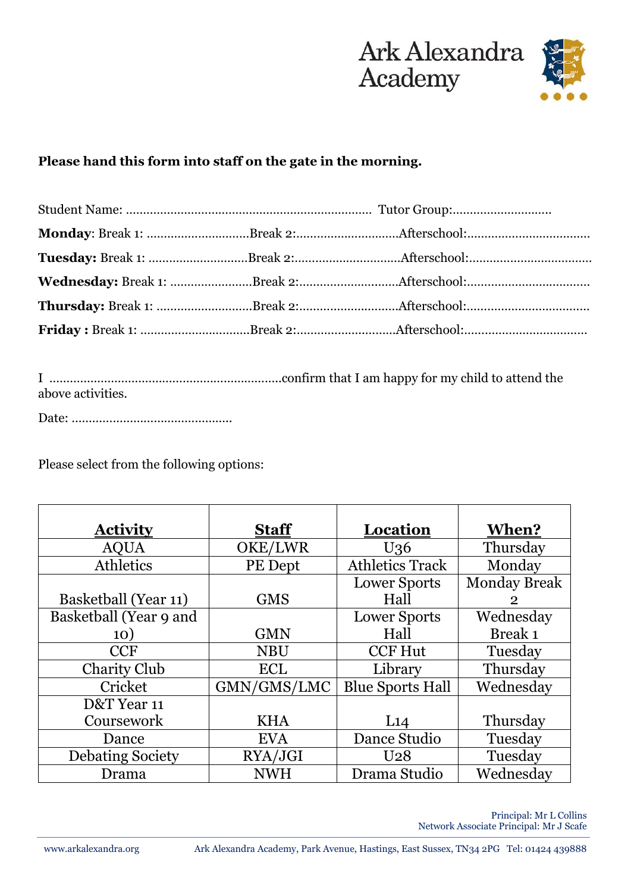**Please hand this form into staff on the gate in the morning.**

Student Name: ........................................................................ Tutor Group:............................

**Monday**: Break 1: .............................Break 2:............................Afterschool:...................................

**Tuesday:** Break 1: ............................Break 2:..............................Afterschool:...................................

**Wednesday:** Break 1: .......................Break 2:............................Afterschool:...................................

**Thursday:** Break 1: ...........................Break 2:............................Afterschool:...................................

**Friday :** Break 1: ...............................Break 2:............................Afterschool:...................................

I ...................................................................confirm that I am happy for my child to attend the above activities.

Date: ..............................................

Please select from the following options:

| Activity | Staff | Location | When? |
|---|---|---|---|
| AQUA | OKE/LWR | U36 | Thursday |
| Athletics | PE Dept | Athletics Track | Monday |
| Basketball (Year 11) | GMS | Lower Sports Hall | Monday Break 2 |
| Basketball (Year 9 and 10) | GMN | Lower Sports Hall | Wednesday Break 1 |
| CCF | NBU | CCF Hut | Tuesday |
| Charity Club | ECL | Library | Thursday |
| Cricket | GMN/GMS/LMC | Blue Sports Hall | Wednesday |
| D&T Year 11 Coursework | KHA | L14 | Thursday |
| Dance | EVA | Dance Studio | Tuesday |
| Debating Society | RYA/JGI | U28 | Tuesday |
| Drama | NWH | Drama Studio | Wednesday |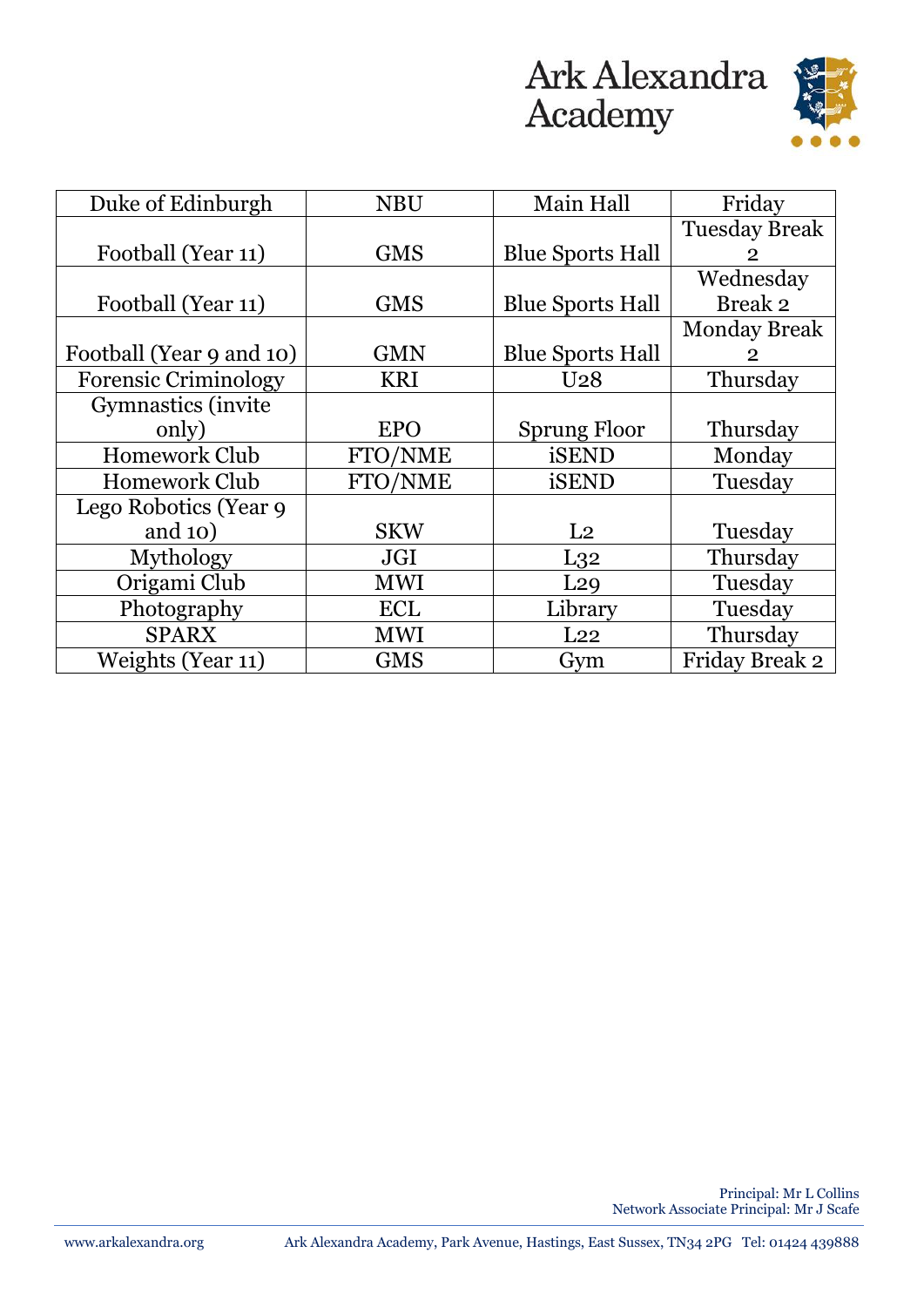| | | | |
|---|---|---|---|
| Duke of Edinburgh | NBU | Main Hall | Friday |
| Football (Year 11) | GMS | Blue Sports Hall | Tuesday Break 2 |
| Football (Year 11) | GMS | Blue Sports Hall | Wednesday Break 2 |
| Football (Year 9 and 10) | GMN | Blue Sports Hall | Monday Break 2 |
| Forensic Criminology | KRI | U28 | Thursday |
| Gymnastics (invite only) | EPO | Sprung Floor | Thursday |
| Homework Club | FTO/NME | iSEND | Monday |
| Homework Club | FTO/NME | iSEND | Tuesday |
| Lego Robotics (Year 9 and 10) | SKW | L2 | Tuesday |
| Mythology | JGI | L32 | Thursday |
| Origami Club | MWI | L29 | Tuesday |
| Photography | ECL | Library | Tuesday |
| SPARX | MWI | L22 | Thursday |
| Weights (Year 11) | GMS | Gym | Friday Break 2 |